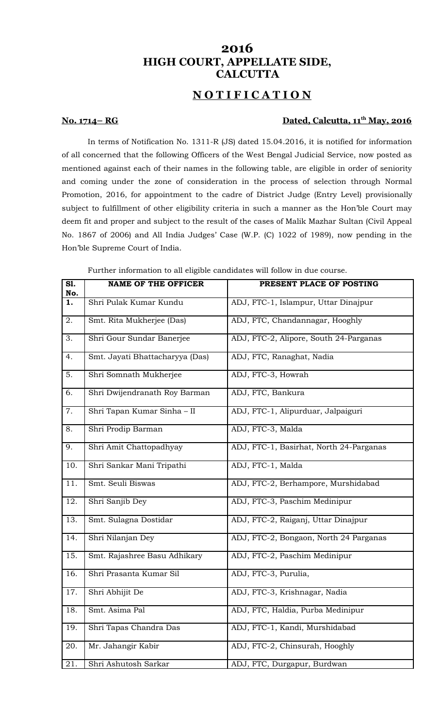# 2016
# HIGH COURT, APPELLATE SIDE, CALCUTTA

## NOTIFICATION

**No. 1714– RG** **Dated, Calcutta, 11th May, 2016**

In terms of Notification No. 1311-R (JS) dated 15.04.2016, it is notified for information of all concerned that the following Officers of the West Bengal Judicial Service, now posted as mentioned against each of their names in the following table, are eligible in order of seniority and coming under the zone of consideration in the process of selection through Normal Promotion, 2016, for appointment to the cadre of District Judge (Entry Level) provisionally subject to fulfillment of other eligibility criteria in such a manner as the Hon'ble Court may deem fit and proper and subject to the result of the cases of Malik Mazhar Sultan (Civil Appeal No. 1867 of 2006) and All India Judges' Case (W.P. (C) 1022 of 1989), now pending in the Hon'ble Supreme Court of India.

Further information to all eligible candidates will follow in due course.

| Sl. No. | NAME OF THE OFFICER | PRESENT PLACE OF POSTING |
|---|---|---|
| 1. | Shri Pulak Kumar Kundu | ADJ, FTC-1, Islampur, Uttar Dinajpur |
| 2. | Smt. Rita Mukherjee (Das) | ADJ, FTC, Chandannagar, Hooghly |
| 3. | Shri Gour Sundar Banerjee | ADJ, FTC-2, Alipore, South 24-Parganas |
| 4. | Smt. Jayati Bhattacharyya (Das) | ADJ, FTC, Ranaghat, Nadia |
| 5. | Shri Somnath Mukherjee | ADJ, FTC-3, Howrah |
| 6. | Shri Dwijendranath Roy Barman | ADJ, FTC, Bankura |
| 7. | Shri Tapan Kumar Sinha – II | ADJ, FTC-1, Alipurduar, Jalpaiguri |
| 8. | Shri Prodip Barman | ADJ, FTC-3, Malda |
| 9. | Shri Amit Chattopadhyay | ADJ, FTC-1, Basirhat, North 24-Parganas |
| 10. | Shri Sankar Mani Tripathi | ADJ, FTC-1, Malda |
| 11. | Smt. Seuli Biswas | ADJ, FTC-2, Berhampore, Murshidabad |
| 12. | Shri Sanjib Dey | ADJ, FTC-3, Paschim Medinipur |
| 13. | Smt. Sulagna Dostidar | ADJ, FTC-2, Raiganj, Uttar Dinajpur |
| 14. | Shri Nilanjan Dey | ADJ, FTC-2, Bongaon, North 24 Parganas |
| 15. | Smt. Rajashree Basu Adhikary | ADJ, FTC-2, Paschim Medinipur |
| 16. | Shri Prasanta Kumar Sil | ADJ, FTC-3, Purulia, |
| 17. | Shri Abhijit De | ADJ, FTC-3, Krishnagar, Nadia |
| 18. | Smt. Asima Pal | ADJ, FTC, Haldia, Purba Medinipur |
| 19. | Shri Tapas Chandra Das | ADJ, FTC-1, Kandi, Murshidabad |
| 20. | Mr. Jahangir Kabir | ADJ, FTC-2, Chinsurah, Hooghly |
| 21. | Shri Ashutosh Sarkar | ADJ, FTC, Durgapur, Burdwan |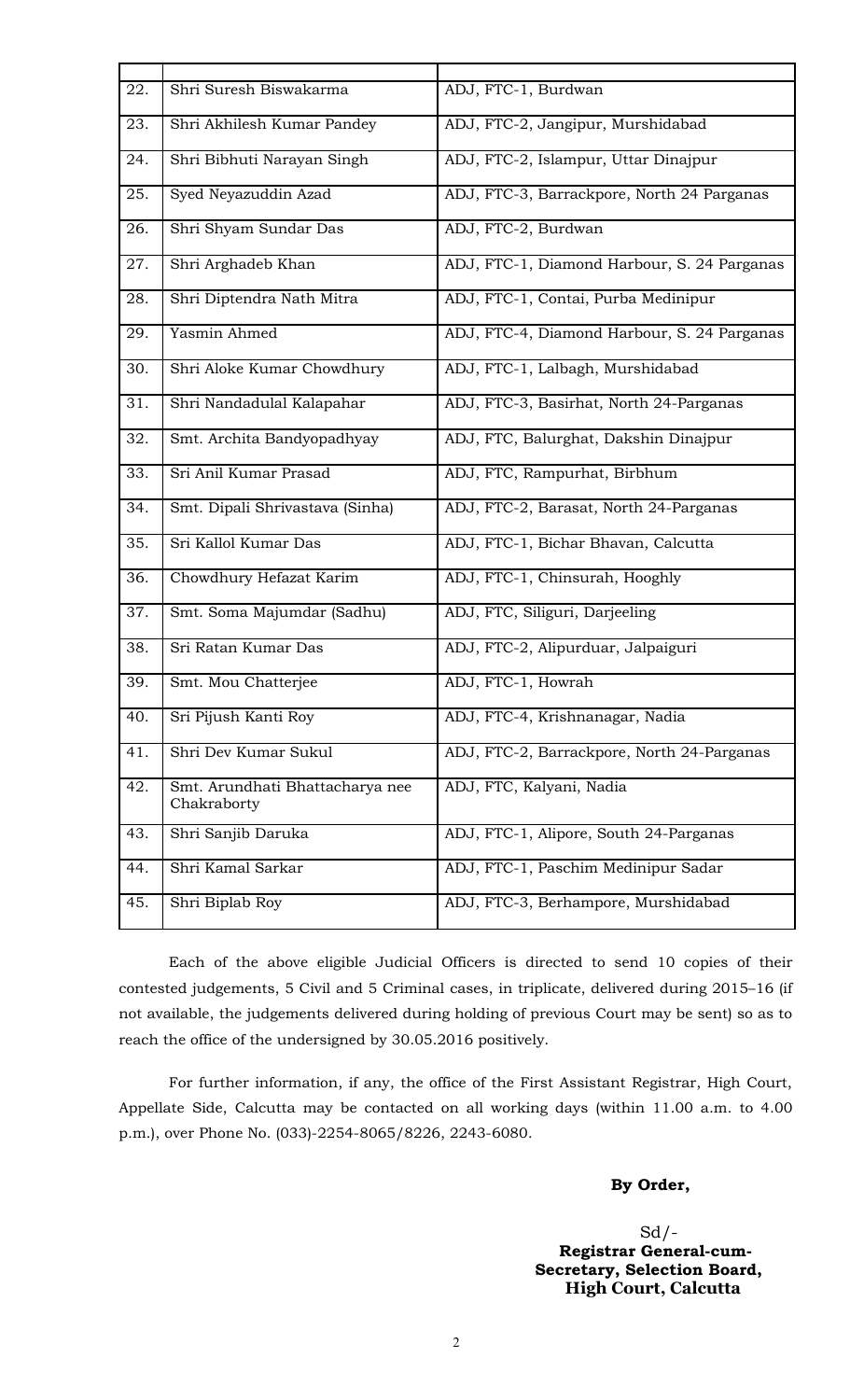| | | |
|---|---|---|
| 22. | Shri Suresh Biswakarma | ADJ, FTC-1, Burdwan |
| 23. | Shri Akhilesh Kumar Pandey | ADJ, FTC-2, Jangipur, Murshidabad |
| 24. | Shri Bibhuti Narayan Singh | ADJ, FTC-2, Islampur, Uttar Dinajpur |
| 25. | Syed Neyazuddin Azad | ADJ, FTC-3, Barrackpore, North 24 Parganas |
| 26. | Shri Shyam Sundar Das | ADJ, FTC-2, Burdwan |
| 27. | Shri Arghadeb Khan | ADJ, FTC-1, Diamond Harbour, S. 24 Parganas |
| 28. | Shri Diptendra Nath Mitra | ADJ, FTC-1, Contai, Purba Medinipur |
| 29. | Yasmin Ahmed | ADJ, FTC-4, Diamond Harbour, S. 24 Parganas |
| 30. | Shri Aloke Kumar Chowdhury | ADJ, FTC-1, Lalbagh, Murshidabad |
| 31. | Shri Nandadulal Kalapahar | ADJ, FTC-3, Basirhat, North 24-Parganas |
| 32. | Smt. Archita Bandyopadhyay | ADJ, FTC, Balurghat, Dakshin Dinajpur |
| 33. | Sri Anil Kumar Prasad | ADJ, FTC, Rampurhat, Birbhum |
| 34. | Smt. Dipali Shrivastava (Sinha) | ADJ, FTC-2, Barasat, North 24-Parganas |
| 35. | Sri Kallol Kumar Das | ADJ, FTC-1, Bichar Bhavan, Calcutta |
| 36. | Chowdhury Hefazat Karim | ADJ, FTC-1, Chinsurah, Hooghly |
| 37. | Smt. Soma Majumdar (Sadhu) | ADJ, FTC, Siliguri, Darjeeling |
| 38. | Sri Ratan Kumar Das | ADJ, FTC-2, Alipurduar, Jalpaiguri |
| 39. | Smt. Mou Chatterjee | ADJ, FTC-1, Howrah |
| 40. | Sri Pijush Kanti Roy | ADJ, FTC-4, Krishnanagar, Nadia |
| 41. | Shri Dev Kumar Sukul | ADJ, FTC-2, Barrackpore, North 24-Parganas |
| 42. | Smt. Arundhati Bhattacharya nee Chakraborty | ADJ, FTC, Kalyani, Nadia |
| 43. | Shri Sanjib Daruka | ADJ, FTC-1, Alipore, South 24-Parganas |
| 44. | Shri Kamal Sarkar | ADJ, FTC-1, Paschim Medinipur Sadar |
| 45. | Shri Biplab Roy | ADJ, FTC-3, Berhampore, Murshidabad |

Each of the above eligible Judicial Officers is directed to send 10 copies of their contested judgements, 5 Civil and 5 Criminal cases, in triplicate, delivered during 2015–16 (if not available, the judgements delivered during holding of previous Court may be sent) so as to reach the office of the undersigned by 30.05.2016 positively.

For further information, if any, the office of the First Assistant Registrar, High Court, Appellate Side, Calcutta may be contacted on all working days (within 11.00 a.m. to 4.00 p.m.), over Phone No. (033)-2254-8065/8226, 2243-6080.

**By Order,**

Sd/-
**Registrar General-cum-Secretary, Selection Board, High Court, Calcutta**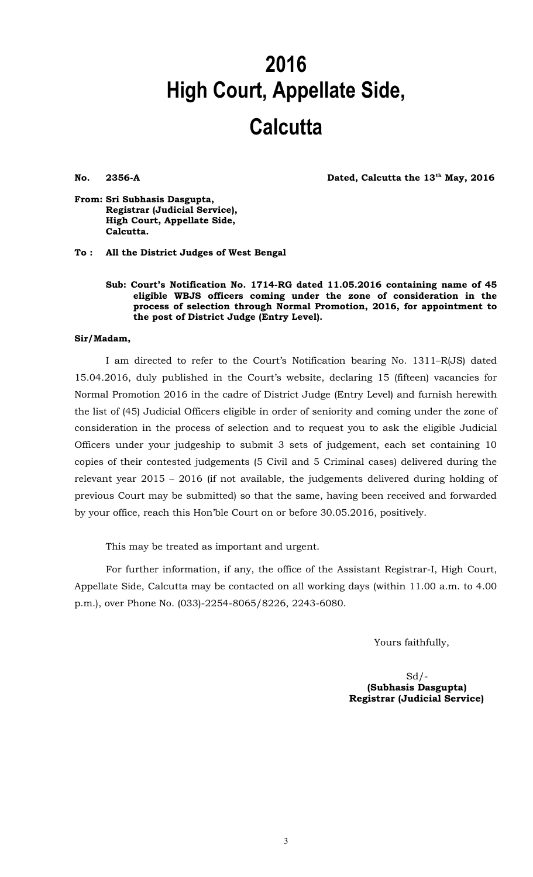# 2016
# High Court, Appellate Side,
# Calcutta

**No. 2356-A** **Dated, Calcutta the 13th May, 2016**

**From: Sri Subhasis Dasgupta,**
**Registrar (Judicial Service),**
**High Court, Appellate Side,**
**Calcutta.**

**To : All the District Judges of West Bengal**

**Sub: Court's Notification No. 1714-RG dated 11.05.2016 containing name of 45 eligible WBJS officers coming under the zone of consideration in the process of selection through Normal Promotion, 2016, for appointment to the post of District Judge (Entry Level).**

**Sir/Madam,**

I am directed to refer to the Court's Notification bearing No. 1311–R(JS) dated 15.04.2016, duly published in the Court's website, declaring 15 (fifteen) vacancies for Normal Promotion 2016 in the cadre of District Judge (Entry Level) and furnish herewith the list of (45) Judicial Officers eligible in order of seniority and coming under the zone of consideration in the process of selection and to request you to ask the eligible Judicial Officers under your judgeship to submit 3 sets of judgement, each set containing 10 copies of their contested judgements (5 Civil and 5 Criminal cases) delivered during the relevant year 2015 – 2016 (if not available, the judgements delivered during holding of previous Court may be submitted) so that the same, having been received and forwarded by your office, reach this Hon'ble Court on or before 30.05.2016, positively.

This may be treated as important and urgent.

For further information, if any, the office of the Assistant Registrar-I, High Court, Appellate Side, Calcutta may be contacted on all working days (within 11.00 a.m. to 4.00 p.m.), over Phone No. (033)-2254-8065/8226, 2243-6080.

Yours faithfully,

Sd/-
**(Subhasis Dasgupta)**
**Registrar (Judicial Service)**